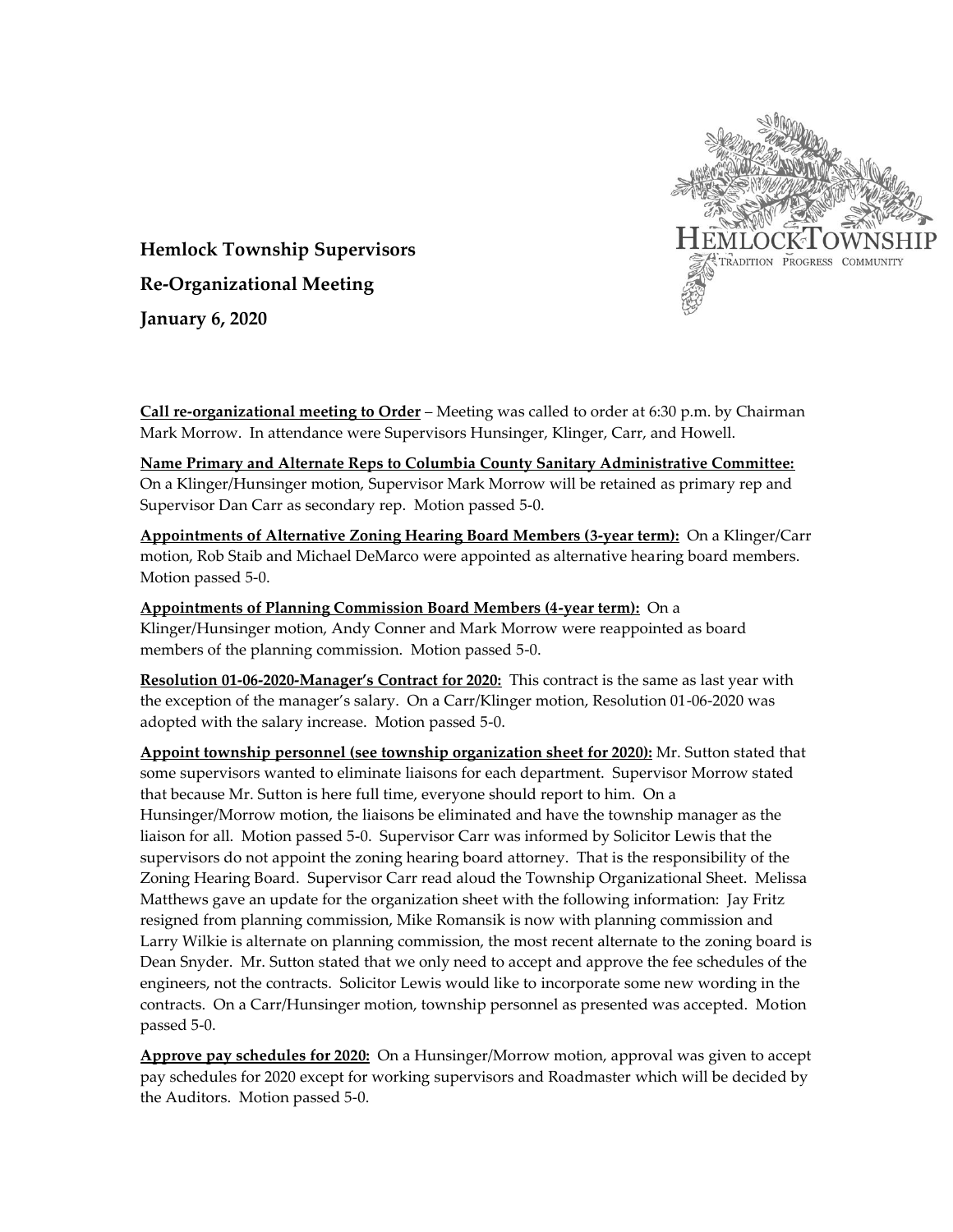**Hemlock Township Supervisors**

**Re-Organizational Meeting**

**January 6, 2020**

**Call re-organizational meeting to Order** – Meeting was called to order at 6:30 p.m. by Chairman Mark Morrow. In attendance were Supervisors Hunsinger, Klinger, Carr, and Howell.

**Name Primary and Alternate Reps to Columbia County Sanitary Administrative Committee:** On a Klinger/Hunsinger motion, Supervisor Mark Morrow will be retained as primary rep and Supervisor Dan Carr as secondary rep. Motion passed 5-0.

**Appointments of Alternative Zoning Hearing Board Members (3-year term):** On a Klinger/Carr motion, Rob Staib and Michael DeMarco were appointed as alternative hearing board members. Motion passed 5-0.

**Appointments of Planning Commission Board Members (4-year term):** On a Klinger/Hunsinger motion, Andy Conner and Mark Morrow were reappointed as board members of the planning commission. Motion passed 5-0.

**Resolution 01-06-2020-Manager's Contract for 2020:** This contract is the same as last year with the exception of the manager's salary. On a Carr/Klinger motion, Resolution 01-06-2020 was adopted with the salary increase. Motion passed 5-0.

**Appoint township personnel (see township organization sheet for 2020):** Mr. Sutton stated that some supervisors wanted to eliminate liaisons for each department. Supervisor Morrow stated that because Mr. Sutton is here full time, everyone should report to him. On a Hunsinger/Morrow motion, the liaisons be eliminated and have the township manager as the liaison for all. Motion passed 5-0. Supervisor Carr was informed by Solicitor Lewis that the supervisors do not appoint the zoning hearing board attorney. That is the responsibility of the Zoning Hearing Board. Supervisor Carr read aloud the Township Organizational Sheet. Melissa Matthews gave an update for the organization sheet with the following information: Jay Fritz resigned from planning commission, Mike Romansik is now with planning commission and Larry Wilkie is alternate on planning commission, the most recent alternate to the zoning board is Dean Snyder. Mr. Sutton stated that we only need to accept and approve the fee schedules of the engineers, not the contracts. Solicitor Lewis would like to incorporate some new wording in the contracts. On a Carr/Hunsinger motion, township personnel as presented was accepted. Motion passed 5-0.

**Approve pay schedules for 2020:** On a Hunsinger/Morrow motion, approval was given to accept pay schedules for 2020 except for working supervisors and Roadmaster which will be decided by the Auditors. Motion passed 5-0.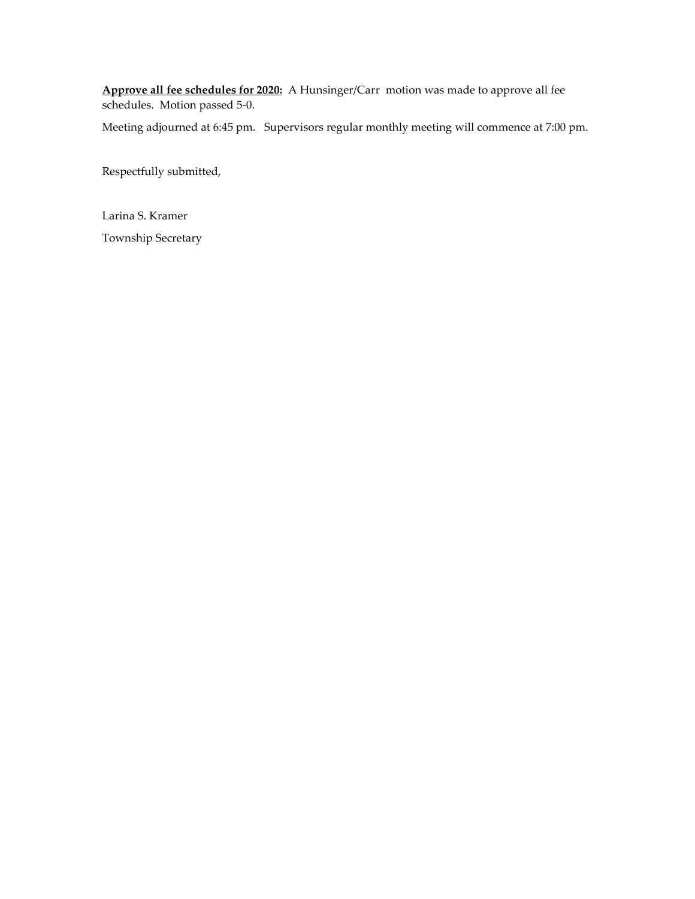**<u>Approve all fee schedules for 2020:</u>** A Hunsinger/Carr motion was made to approve all fee schedules. Motion passed 5-0.

Meeting adjourned at 6:45 pm. Supervisors regular monthly meeting will commence at 7:00 pm.

Respectfully submitted,

Larina S. Kramer

Township Secretary